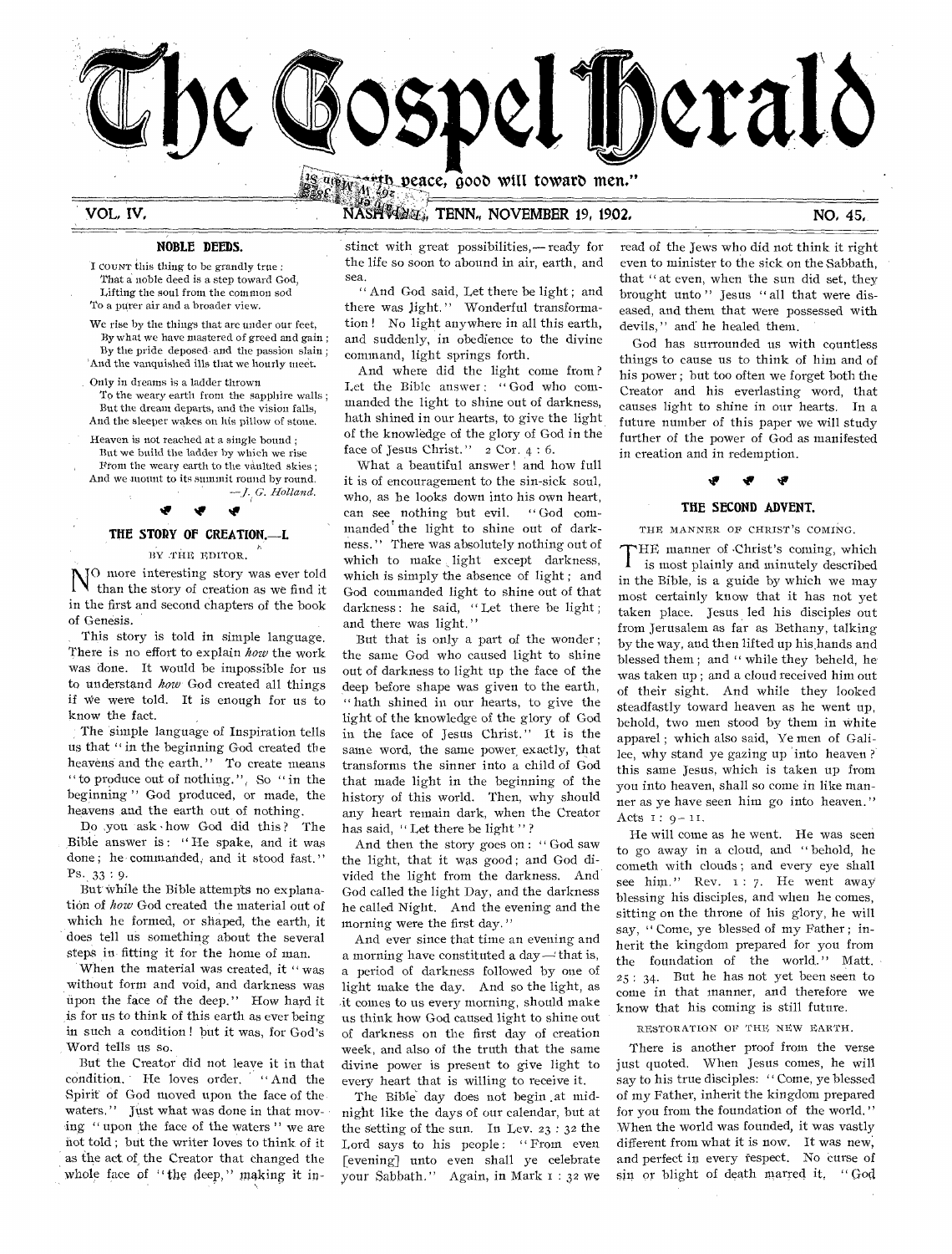# The Gospel Herald

"...peace, good will toward men."

VOL. IV. NASHVILLE, TENN., NOVEMBER 19, 1902. NO. 45.

## NOBLE DEEDS.

I COUNT this thing to be grandly true:
That a noble deed is a step toward God,
Lifting the soul from the common sod
To a purer air and a broader view.

We rise by the things that are under our feet,
By what we have mastered of greed and gain;
By the pride deposed and the passion slain;
And the vanquished ills that we hourly meet.

Only in dreams is a ladder thrown
To the weary earth from the sapphire walls;
But the dream departs, and the vision falls,
And the sleeper wakes on his pillow of stone.

Heaven is not reached at a single bound;
But we build the ladder by which we rise
From the weary earth to the vaulted skies;
And we mount to its summit round by round.

—*J. G. Holland.*

## THE STORY OF CREATION.—I.

BY THE EDITOR.

NO more interesting story was ever told than the story of creation as we find it in the first and second chapters of the book of Genesis.

This story is told in simple language. There is no effort to explain *how* the work was done. It would be impossible for us to understand *how* God created all things if we were told. It is enough for us to know the fact.

The simple language of Inspiration tells us that "in the beginning God created the heavens and the earth." To create means "to produce out of nothing." So "in the beginning" God produced, or made, the heavens and the earth out of nothing.

Do you ask how God did this? The Bible answer is: "He spake, and it was done; he commanded, and it stood fast." Ps. 33 : 9.

But while the Bible attempts no explanation of *how* God created the material out of which he formed, or shaped, the earth, it does tell us something about the several steps in fitting it for the home of man.

When the material was created, it "was without form and void, and darkness was upon the face of the deep." How hard it is for us to think of this earth as ever being in such a condition! but it was, for God's Word tells us so.

But the Creator did not leave it in that condition. He loves order. "And the Spirit of God moved upon the face of the waters." Just what was done in that moving "upon the face of the waters" we are not told; but the writer loves to think of it as the act of the Creator that changed the whole face of "the deep," making it instinct with great possibilities,—ready for the life so soon to abound in air, earth, and sea.

"And God said, Let there be light; and there was light." Wonderful transformation! No light anywhere in all this earth, and suddenly, in obedience to the divine command, light springs forth.

And where did the light come from? Let the Bible answer: "God who commanded the light to shine out of darkness, hath shined in our hearts, to give the light of the knowledge of the glory of God in the face of Jesus Christ." 2 Cor. 4 : 6.

What a beautiful answer! and how full it is of encouragement to the sin-sick soul, who, as he looks down into his own heart, can see nothing but evil. "God commanded the light to shine out of darkness." There was absolutely nothing out of which to make light except darkness, which is simply the absence of light; and God commanded light to shine out of that darkness: he said, "Let there be light; and there was light."

But that is only a part of the wonder; the same God who caused light to shine out of darkness to light up the face of the deep before shape was given to the earth, "hath shined in our hearts, to give the light of the knowledge of the glory of God in the face of Jesus Christ." It is the same word, the same power, exactly, that transforms the sinner into a child of God that made light in the beginning of the history of this world. Then, why should any heart remain dark, when the Creator has said, "Let there be light"?

And then the story goes on: "God saw the light, that it was good; and God divided the light from the darkness. And God called the light Day, and the darkness he called Night. And the evening and the morning were the first day."

And ever since that time an evening and a morning have constituted a day—that is, a period of darkness followed by one of light make the day. And so the light, as it comes to us every morning, should make us think how God caused light to shine out of darkness on the first day of creation week, and also of the truth that the same divine power is present to give light to every heart that is willing to receive it.

The Bible day does not begin at midnight like the days of our calendar, but at the setting of the sun. In Lev. 23 : 32 the Lord says to his people: "From even [evening] unto even shall ye celebrate your Sabbath." Again, in Mark 1 : 32 we read of the Jews who did not think it right even to minister to the sick on the Sabbath, that "at even, when the sun did set, they brought unto" Jesus "all that were diseased, and them that were possessed with devils," and he healed them.

God has surrounded us with countless things to cause us to think of him and of his power; but too often we forget both the Creator and his everlasting word, that causes light to shine in our hearts. In a future number of this paper we will study further of the power of God as manifested in creation and in redemption.

## THE SECOND ADVENT.

### THE MANNER OF CHRIST'S COMING.

THE manner of Christ's coming, which is most plainly and minutely described in the Bible, is a guide by which we may most certainly know that it has not yet taken place. Jesus led his disciples out from Jerusalem as far as Bethany, talking by the way, and then lifted up his hands and blessed them; and "while they beheld, he was taken up; and a cloud received him out of their sight. And while they looked steadfastly toward heaven as he went up, behold, two men stood by them in white apparel; which also said, Ye men of Galilee, why stand ye gazing up into heaven? this same Jesus, which is taken up from you into heaven, shall so come in like manner as ye have seen him go into heaven." Acts 1 : 9–11.

He will come as he went. He was seen to go away in a cloud, and "behold, he cometh with clouds; and every eye shall see him." Rev. 1 : 7. He went away blessing his disciples, and when he comes, sitting on the throne of his glory, he will say, "Come, ye blessed of my Father; inherit the kingdom prepared for you from the foundation of the world." Matt. 25 : 34. But he has not yet been seen to come in that manner, and therefore we know that his coming is still future.

### RESTORATION OF THE NEW EARTH.

There is another proof from the verse just quoted. When Jesus comes, he will say to his true disciples: "Come, ye blessed of my Father, inherit the kingdom prepared for you from the foundation of the world." When the world was founded, it was vastly different from what it is now. It was new, and perfect in every respect. No curse of sin or blight of death marred it. "God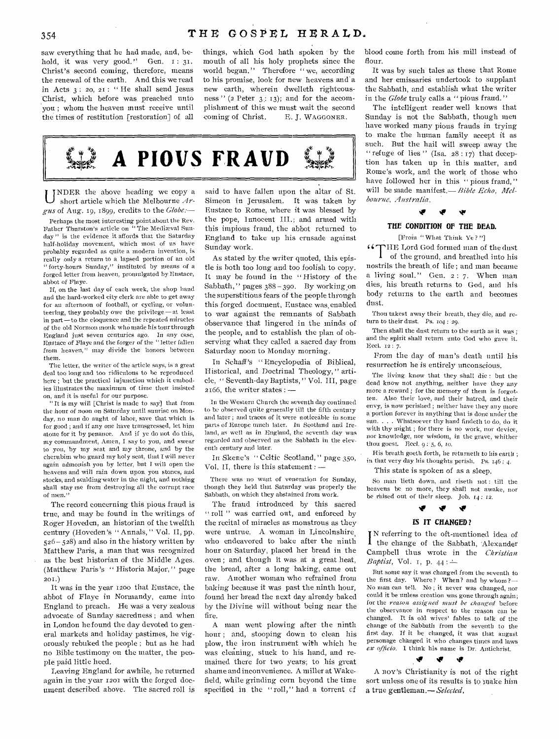saw everything that he had made, and, behold, it was very good." Gen. 1: 31. Christ's second coming, therefore, means the renewal of the earth. And this we read in Acts 3: 20, 21: "He shall send Jesus Christ, which before was preached unto you; whom the heaven must receive until the times of restitution [restoration] of all things, which God hath spoken by the mouth of all his holy prophets since the world began." Therefore "we, according to his promise, look for new heavens and a new earth, wherein dwelleth righteousness" (2 Peter 3: 13); and for the accomplishment of this we must wait the second coming of Christ.

E. J. WAGGONER.

# A PIOUS FRAUD

UNDER the above heading we copy a short article which the Melbourne *Argus* of Aug. 19, 1899, credits to the *Globe*:—

Perhaps the most interesting point about the Rev. Father Thurston's article on "The Mediæval Sunday" is the evidence it affords that the Saturday half-holiday movement, which most of us have probably regarded as quite a modern invention, is really only a return to a lapsed portion of an old "forty-hours Sunday," instituted by means of a forged letter from heaven, promulgated by Eustace, abbot of Flaye.

If, on the last day of each week, the shop hand and the hard-worked city clerk are able to get away for an afternoon of football, or cycling, or volunteering, they probably owe the privilege — at least in part — to the eloquence and the repeated miracles of the old Norman monk who made his tour through England just seven centuries ago. In any case, Eustace of Flaye and the forger of the "letter fallen from heaven," may divide the honors between them.

The letter, the writer of the article says, is a great deal too long and too ridiculous to be reproduced here; but the practical injunction which it embodies illustrates the maximum of time then insisted on, and it is useful for our purpose.

"It is my will [Christ is made to say] that from the hour of noon on Saturday until sunrise on Monday, no man do aught of labor, save that which is for good; and if any one have transgressed, let him atone for it by penance. And if ye do not do this, my commandment, Amen, I say to you, and swear to you, by my seat and my throne, and by the cherubim who guard my holy seat, that I will never again admonish you by letter, but I will open the heavens and will rain down upon you stones, and stocks, and scalding water in the night, and nothing shall stay me from destroying all the corrupt race of men."

The record concerning this pious fraud is true, and may be found in the writings of Roger Hoveden, an historian of the twelfth century (Hoveden's "Annals," Vol. II, pp. 526–528) and also in the history written by Matthew Paris, a man that was recognized as the best historian of the Middle Ages. (Matthew Paris's "Historia Major," page 201.)

It was in the year 1200 that Eustace, the abbot of Flaye in Normandy, came into England to preach. He was a very zealous advocate of Sunday sacredness; and when in London he found the day devoted to general markets and holiday pastimes, he vigorously rebuked the people; but as he had no Bible testimony on the matter, the people paid little heed.

Leaving England for awhile, he returned again in the year 1201 with the forged document described above. The sacred roll is said to have fallen upon the altar of St. Simeon in Jerusalem. It was taken by Eustace to Rome, where it was blessed by the pope, Innocent III.; and armed with this impious fraud, the abbot returned to England to take up his crusade against Sunday work.

As stated by the writer quoted, this epistle is both too long and too foolish to copy. It may be found in the "History of the Sabbath," pages 388–390. By working on the superstitious fears of the people through this forged document, Eustace was enabled to war against the remnants of Sabbath observance that lingered in the minds of the people, and to establish the plan of observing what they called a sacred day from Saturday noon to Monday morning.

In Schaff's "Encyclopedia of Biblical, Historical, and Doctrinal Theology," article, "Seventh-day Baptists," Vol. III, page 2166, the writer states:—

In the Western Church the seventh day continued to be observed quite generally till the fifth century and later; and traces of it were noticeable in some parts of Europe much later. In Scotland and Ireland, as well as in England, the seventh day was regarded and observed as the Sabbath in the eleventh century and later.

In Skene's "Celtic Scotland," page 350, Vol. II, there is this statement:—

There was no want of veneration for Sunday, though they held that Saturday was properly the Sabbath, on which they abstained from work.

The fraud introduced by this sacred "roll" was carried out, and enforced by the recital of miracles as monstrous as they were untrue. A woman in Lincolnshire, who endeavored to bake after the ninth hour on Saturday, placed her bread in the oven; and though it was at a great heat, the bread, after a long baking, came out raw. Another woman who refrained from baking because it was past the ninth hour, found her bread the next day already baked by the Divine will without being near the fire.

A man went plowing after the ninth hour; and, stooping down to clean his plow, the iron instrument with which he was cleaning, stuck to his hand, and remained there for two years; to his great shame and inconvenience. A miller at Wakefield, while grinding corn beyond the time specified in the "roll," had a torrent of blood come forth from his mill instead of flour.

It was by such tales as these that Rome and her emissaries undertook to supplant the Sabbath, and establish what the writer in the *Globe* truly calls a "pious fraud."

The intelligent reader well knows that Sunday is not the Sabbath, though men have worked many pious frauds in trying to make the human family accept it as such. But the hail will sweep away the "refuge of lies" (Isa. 28: 17) that deception has taken up in this matter, and Rome's work, and the work of those who have followed her in this "pious fraud," will be made manifest.—*Bible Echo, Melbourne, Australia.*

## THE CONDITION OF THE DEAD.

[From "What Think Ye?"]

"THE Lord God formed man of the dust of the ground, and breathed into his nostrils the breath of life; and man became a living soul." Gen. 2: 7. When man dies, his breath returns to God, and his body returns to the earth and becomes dust.

Thou takest away their breath, they die, and return to their dust. Ps. 104: 29.

Then shall the dust return to the earth as it was; and the spirit shall return unto God who gave it. Eccl. 12: 7.

From the day of man's death until his resurrection he is entirely unconscious.

The living know that they shall die: but the dead know not anything, neither have they any more a reward; for the memory of them is forgotten. Also their love, and their hatred, and their envy, is now perished; neither have they any more a portion forever in anything that is done under the sun. . . . Whatsoever thy hand findeth to do, do it with thy might; for there is no work, nor device, nor knowledge, nor wisdom, in the grave, whither thou goest. Eccl. 9: 5, 6, 10.

His breath goeth forth, he returneth to his earth; in that very day his thoughts perish. Ps. 146: 4.

This state is spoken of as a sleep.

So man lieth down, and riseth not: till the heavens be no more, they shall not awake, nor be raised out of their sleep. Job. 14: 12.

## IS IT CHANGED?

IN referring to the oft-mentioned idea of the change of the Sabbath, Alexander Campbell thus wrote in the *Christian Baptist*, Vol. 1, p. 44:—

But some say it was changed from the seventh to the first day. Where? When? and by whom?—No man can tell. No; it never was changed, nor could it be unless creation was gone through again; for the *reason assigned must be changed* before the observance in respect to the reason can be changed. It is old wives' fables to talk of the change of the Sabbath from the seventh to the first day. If it be changed, it was that august personage changed it who changes times and laws *ex officio*. I think his name is Dr. Antichrist.

A BOY'S Christianity is not of the right sort unless one of its results is to make him a true gentleman.—*Selected.*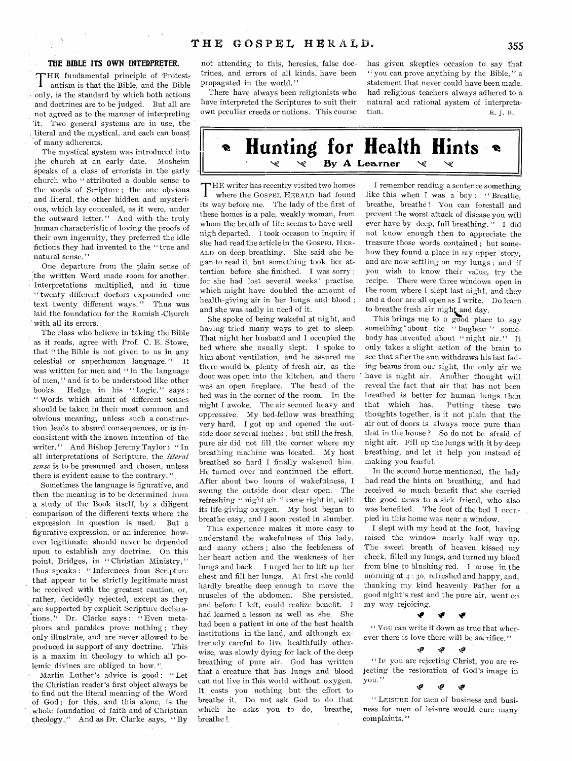## THE BIBLE ITS OWN INTERPRETER.

THE fundamental principle of Protestantism is that the Bible, and the Bible only, is the standard by which both actions and doctrines are to be judged. But all are not agreed as to the manner of interpreting it. Two general systems are in use, the literal and the mystical, and each can boast of many adherents.

The mystical system was introduced into the church at an early date. Mosheim speaks of a class of errorists in the early church who "attributed a double sense to the words of Scripture; the one obvious and literal, the other hidden and mysterious, which lay concealed, as it were, under the outward letter." And with the truly human characteristic of loving the proofs of their own ingenuity, they preferred the idle fictions they had invented to the "true and natural sense."

One departure from the plain sense of the written Word made room for another. Interpretations multiplied, and in time "twenty different doctors expounded one text twenty different ways." Thus was laid the foundation for the Romish Church with all its errors.

The class who believe in taking the Bible as it reads, agree with Prof. C. E. Stowe, that "the Bible is not given to us in any celestial or superhuman language." It was written for men and "in the language of men," and is to be understood like other books. Hedge, in his "Logic," says: "Words which admit of different senses should be taken in their most common and obvious meaning, unless such a construction leads to absurd consequences, or is inconsistent with the known intention of the writer." And Bishop Jeremy Taylor: "In all interpretations of Scripture, the *literal sense* is to be presumed and chosen, unless there is evident cause to the contrary."

Sometimes the language is figurative, and then the meaning is to be determined from a study of the Book itself, by a diligent comparison of the different texts where the expression in question is used. But a figurative expression, or an inference, however legitimate, should never be depended upon to establish any doctrine. On this point, Bridges, in "Christian Ministry," thus speaks: "Inferences from Scripture that appear to be strictly legitimate must be received with the greatest caution, or, rather, decidedly rejected, except as they are supported by explicit Scripture declarations." Dr. Clarke says: "Even metaphors and parables prove nothing; they only illustrate, and are never allowed to be produced in support of any doctrine. This is a maxim in theology to which all polemic divines are obliged to bow."

Martin Luther's advice is good: "Let the Christian reader's first object always be to find out the literal meaning of the Word of God; for this, and this alone, is the whole foundation of faith and of Christian theology." And as Dr. Clarke says, "By not attending to this, heresies, false doctrines, and errors of all kinds, have been propagated in the world."

There have always been religionists who have interpreted the Scriptures to suit their own peculiar creeds or notions. This course has given skeptics occasion to say that "you can prove anything by the Bible," a statement that never could have been made had religious teachers always adhered to a natural and rational system of interpretation.

E. J. B.

# Hunting for Health Hints

**By A Learner**

THE writer has recently visited two homes where the GOSPEL HERALD had found its way before me. The lady of the first of these homes is a pale, weakly woman, from whom the breath of life seems to have well-nigh departed. I took occason to inquire if she had read the article in the GOSPEL HERALD on deep breathing. She said she began to read it, but something took her attention before she finished. I was sorry; for she had lost several weeks' practise, which might have doubled the amount of health-giving air in her lungs and blood; and she was sadly in need of it.

She spoke of being wakeful at night, and having tried many ways to get to sleep. That night her husband and I occupied the bed where she usually slept. I spoke to him about ventilation, and he assured me there would be plenty of fresh air, as the door was open into the kitchen, and there was an open fireplace. The head of the bed was in the corner of the room. In the night I awoke. The air seemed heavy and oppressive. My bed-fellow was breathing very hard. I got up and opened the outside door several inches; but still the fresh, pure air did not fill the corner where my breathing machine was located. My host breathed so hard I finally wakened him. He turned over and continued the effort. After about two hours of wakefulness, I swung the outside door clear open. The refreshing "night air" came right in, with its life-giving oxygen. My host began to breathe easy, and I soon rested in slumber.

This experience makes it more easy to understand the wakefulness of this lady, and many others; also the feebleness of her heart action and the weakness of her lungs and back. I urged her to lift up her chest and fill her lungs. At first she could hardly breathe deep enough to move the muscles of the abdomen. She persisted, and before I left, could realize benefit. I had learned a lesson as well as she. She had been a patient in one of the best health institutions in the land, and although extremely careful to live healthfully otherwise, was slowly dying for lack of the deep breathing of pure air. God has written that a creature that has lungs and blood can not live in this world without oxygen. It costs you nothing but the effort to breathe it. Do not ask God to do that which he asks you to do, — breathe, breathe!

I remember reading a sentence something like this when I was a boy: "Breathe, breathe, breathe! You can forestall and prevent the worst attack of disease you will ever have by deep, full breathing." I did not know enough then to appreciate the treasure those words contained; but somehow they found a place in my upper story, and are now settling on my lungs; and if you wish to know their value, try the recipe. There were three windows open in the room where I slept last night, and they and a door are all open as I write. Do learn to breathe fresh air night and day.

This brings me to a good place to say something about the "bugbear" somebody has invented about "night air." It only takes a slight action of the brain to see that after the sun withdraws his last fading beams from our sight, the only air we have is night air. Another thought will reveal the fact that air that has not been breathed is better for human lungs than that which has. Putting these two thoughts together, is it not plain that the air out of doors is always more pure than that in the house? So do not be afraid of night air. Fill up the lungs with it by deep breathing, and let it help you instead of making you fearful.

In the second home mentioned, the lady had read the hints on breathing, and had received so much benefit that she carried the good news to a sick friend, who also was benefited. The foot of the bed I occupied in this home was near a window.

I slept with my head at the foot, having raised the window nearly half way up. The sweet breath of heaven kissed my cheek, filled my lungs, and turned my blood from blue to blushing red. I arose in the morning at 4:30, refreshed and happy, and, thanking my kind heavenly Father for a good night's rest and the pure air, went on my way rejoicing.

"YOU can write it down as true that wherever there is love there will be sacrifice."

"IF you are rejecting Christ, you are rejecting the restoration of God's image in you."

"LEISURE for men of business and business for men of leisure would cure many complaints."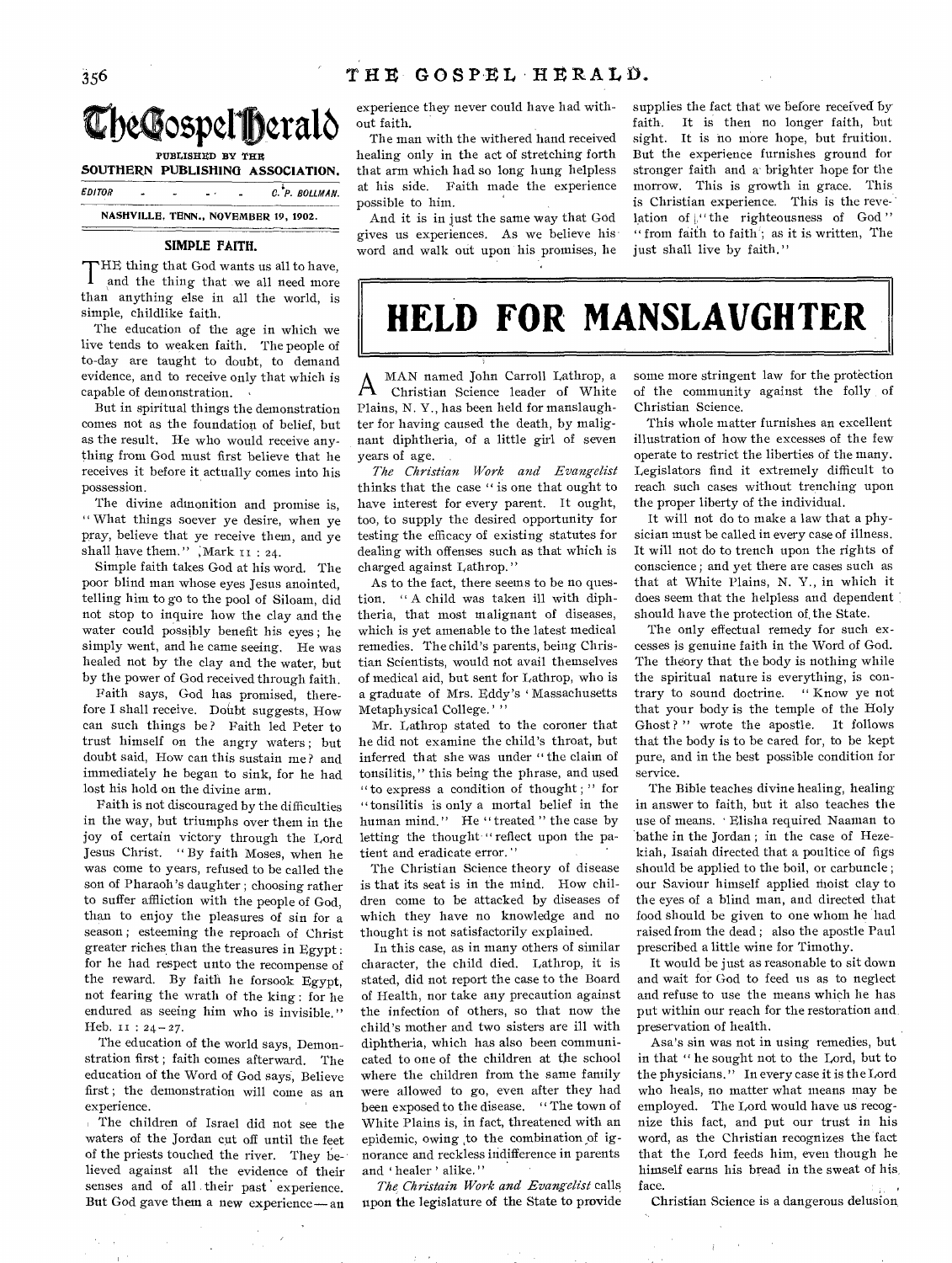# The Gospel Herald

PUBLISHED BY THE
SOUTHERN PUBLISHING ASSOCIATION.

EDITOR - - - - - C. P. BOLLMAN.

NASHVILLE, TENN., NOVEMBER 19, 1902.

## SIMPLE FAITH.

THE thing that God wants us all to have, and the thing that we all need more than anything else in all the world, is simple, childlike faith.

The education of the age in which we live tends to weaken faith. The people of to-day are taught to doubt, to demand evidence, and to receive only that which is capable of demonstration.

But in spiritual things the demonstration comes not as the foundation of belief, but as the result. He who would receive anything from God must first believe that he receives it before it actually comes into his possession.

The divine admonition and promise is, "What things soever ye desire, when ye pray, believe that ye receive them, and ye shall have them." Mark 11 : 24.

Simple faith takes God at his word. The poor blind man whose eyes Jesus anointed, telling him to go to the pool of Siloam, did not stop to inquire how the clay and the water could possibly benefit his eyes; he simply went, and he came seeing. He was healed not by the clay and the water, but by the power of God received through faith.

Faith says, God has promised, therefore I shall receive. Doubt suggests, How can such things be? Faith led Peter to trust himself on the angry waters; but doubt said, How can this sustain me? and immediately he began to sink, for he had lost his hold on the divine arm.

Faith is not discouraged by the difficulties in the way, but triumphs over them in the joy of certain victory through the Lord Jesus Christ. "By faith Moses, when he was come to years, refused to be called the son of Pharaoh's daughter; choosing rather to suffer affliction with the people of God, than to enjoy the pleasures of sin for a season; esteeming the reproach of Christ greater riches than the treasures in Egypt: for he had respect unto the recompense of the reward. By faith he forsook Egypt, not fearing the wrath of the king: for he endured as seeing him who is invisible." Heb. 11 : 24-27.

The education of the world says, Demonstration first; faith comes afterward. The education of the Word of God says, Believe first; the demonstration will come as an experience.

The children of Israel did not see the waters of the Jordan cut off until the feet of the priests touched the river. They believed against all the evidence of their senses and of all their past experience. But God gave them a new experience—an experience they never could have had without faith.

The man with the withered hand received healing only in the act of stretching forth that arm which had so long hung helpless at his side. Faith made the experience possible to him.

And it is in just the same way that God gives us experiences. As we believe his word and walk out upon his promises, he supplies the fact that we before received by faith. It is then no longer faith, but sight. It is no more hope, but fruition. But the experience furnishes ground for stronger faith and a brighter hope for the morrow. This is growth in grace. This is Christian experience. This is the revelation of "the righteousness of God" "from faith to faith; as it is written, The just shall live by faith."

# HELD FOR MANSLAUGHTER

A MAN named John Carroll Lathrop, a Christian Science leader of White Plains, N. Y., has been held for manslaughter for having caused the death, by malignant diphtheria, of a little girl of seven years of age.

*The Christian Work and Evangelist* thinks that the case "is one that ought to have interest for every parent. It ought, too, to supply the desired opportunity for testing the efficacy of existing statutes for dealing with offenses such as that which is charged against Lathrop."

As to the fact, there seems to be no question. "A child was taken ill with diphtheria, that most malignant of diseases, which is yet amenable to the latest medical remedies. The child's parents, being Christian Scientists, would not avail themselves of medical aid, but sent for Lathrop, who is a graduate of Mrs. Eddy's 'Massachusetts Metaphysical College.'"

Mr. Lathrop stated to the coroner that he did not examine the child's throat, but inferred that she was under "the claim of tonsilitis," this being the phrase, and used "to express a condition of thought;" for "tonsilitis is only a mortal belief in the human mind." He "treated" the case by letting the thought "reflect upon the patient and eradicate error."

The Christian Science theory of disease is that its seat is in the mind. How children come to be attacked by diseases of which they have no knowledge and no thought is not satisfactorily explained.

In this case, as in many others of similar character, the child died. Lathrop, it is stated, did not report the case to the Board of Health, nor take any precaution against the infection of others, so that now the child's mother and two sisters are ill with diphtheria, which has also been communicated to one of the children at the school where the children from the same family were allowed to go, even after they had been exposed to the disease. "The town of White Plains is, in fact, threatened with an epidemic, owing to the combination of ignorance and reckless indifference in parents and 'healer' alike."

*The Christain Work and Evangelist* calls upon the legislature of the State to provide some more stringent law for the protection of the community against the folly of Christian Science.

This whole matter furnishes an excellent illustration of how the excesses of the few operate to restrict the liberties of the many. Legislators find it extremely difficult to reach such cases without trenching upon the proper liberty of the individual.

It will not do to make a law that a physician must be called in every case of illness. It will not do to trench upon the rights of conscience; and yet there are cases such as that at White Plains, N. Y., in which it does seem that the helpless and dependent should have the protection of the State.

The only effectual remedy for such excesses is genuine faith in the Word of God. The theory that the body is nothing while the spiritual nature is everything, is contrary to sound doctrine. "Know ye not that your body is the temple of the Holy Ghost?" wrote the apostle. It follows that the body is to be cared for, to be kept pure, and in the best possible condition for service.

The Bible teaches divine healing, healing in answer to faith, but it also teaches the use of means. Elisha required Naaman to bathe in the Jordan; in the case of Hezekiah, Isaiah directed that a poultice of figs should be applied to the boil, or carbuncle; our Saviour himself applied moist clay to the eyes of a blind man, and directed that food should be given to one whom he had raised from the dead; also the apostle Paul prescribed a little wine for Timothy.

It would be just as reasonable to sit down and wait for God to feed us as to neglect and refuse to use the means which he has put within our reach for the restoration and preservation of health.

Asa's sin was not in using remedies, but in that "he sought not to the Lord, but to the physicians." In every case it is the Lord who heals, no matter what means may be employed. The Lord would have us recognize this fact, and put our trust in his word, as the Christian recognizes the fact that the Lord feeds him, even though he himself earns his bread in the sweat of his face.

Christian Science is a dangerous delusion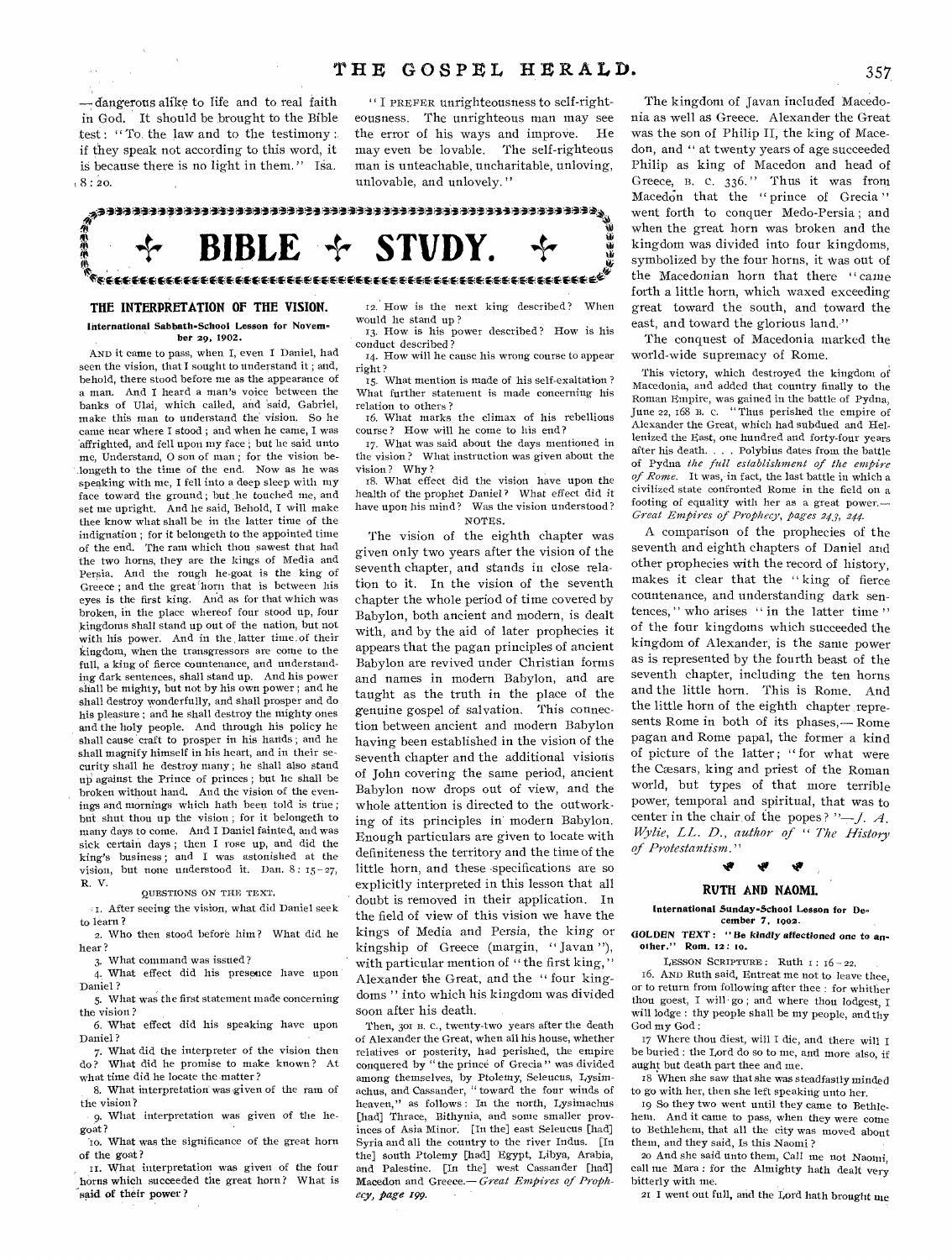— dangerous alike to life and to real faith in God. It should be brought to the Bible test: "To the law and to the testimony: if they speak not according to this word, it is because there is no light in them." Isa. 8: 20.

"I PREFER unrighteousness to self-righteousness. The unrighteous man may see the error of his ways and improve. He may even be lovable. The self-righteous man is unteachable, uncharitable, unloving, unlovable, and unlovely."

# ✣ BIBLE ✣ STUDY. ✣

## THE INTERPRETATION OF THE VISION.

**International Sabbath-School Lesson for November 29, 1902.**

AND it came to pass, when I, even I Daniel, had seen the vision, that I sought to understand it; and, behold, there stood before me as the appearance of a man. And I heard a man's voice between the banks of Ulai, which called, and said, Gabriel, make this man to understand the vision. So he came near where I stood; and when he came, I was affrighted, and fell upon my face; but he said unto me, Understand, O son of man; for the vision belongeth to the time of the end. Now as he was speaking with me, I fell into a deep sleep with my face toward the ground; but he touched me, and set me upright. And he said, Behold, I will make thee know what shall be in the latter time of the indignation; for it belongeth to the appointed time of the end. The ram which thou sawest that had the two horns, they are the kings of Media and Persia. And the rough he-goat is the king of Greece; and the great horn that is between his eyes is the first king. And as for that which was broken, in the place whereof four stood up, four kingdoms shall stand up out of the nation, but not with his power. And in the latter time of their kingdom, when the transgressors are come to the full, a king of fierce countenance, and understanding dark sentences, shall stand up. And his power shall be mighty, but not by his own power; and he shall destroy wonderfully, and shall prosper and do his pleasure; and he shall destroy the mighty ones and the holy people. And through his policy he shall cause craft to prosper in his hands; and he shall magnify himself in his heart, and in their security shall he destroy many; he shall also stand up against the Prince of princes; but he shall be broken without hand. And the vision of the evenings and mornings which hath been told is true; but shut thou up the vision; for it belongeth to many days to come. And I Daniel fainted, and was sick certain days; then I rose up, and did the king's business; and I was astonished at the vision, but none understood it. Dan. 8: 15-27, R. V.

QUESTIONS ON THE TEXT.

1. After seeing the vision, what did Daniel seek to learn?
2. Who then stood before him? What did he hear?
3. What command was issued?
4. What effect did his presence have upon Daniel?
5. What was the first statement made concerning the vision?
6. What effect did his speaking have upon Daniel?
7. What did the interpreter of the vision then do? What did he promise to make known? At what time did he locate the matter?
8. What interpretation was given of the ram of the vision?
9. What interpretation was given of the he-goat?
10. What was the significance of the great horn of the goat?
11. What interpretation was given of the four horns which succeeded the great horn? What is said of their power?
12. How is the next king described? When would he stand up?
13. How is his power described? How is his conduct described?
14. How will he cause his wrong course to appear right?
15. What mention is made of his self-exaltation? What further statement is made concerning his relation to others?
16. What marks the climax of his rebellious course? How will he come to his end?
17. What was said about the days mentioned in the vision? What instruction was given about the vision? Why?
18. What effect did the vision have upon the health of the prophet Daniel? What effect did it have upon his mind? Was the vision understood?

NOTES.

The vision of the eighth chapter was given only two years after the vision of the seventh chapter, and stands in close relation to it. In the vision of the seventh chapter the whole period of time covered by Babylon, both ancient and modern, is dealt with, and by the aid of later prophecies it appears that the pagan principles of ancient Babylon are revived under Christian forms and names in modern Babylon, and are taught as the truth in the place of the genuine gospel of salvation. This connection between ancient and modern Babylon having been established in the vision of the seventh chapter and the additional visions of John covering the same period, ancient Babylon now drops out of view, and the whole attention is directed to the outworking of its principles in modern Babylon. Enough particulars are given to locate with definiteness the territory and the time of the little horn, and these specifications are so explicitly interpreted in this lesson that all doubt is removed in their application. In the field of view of this vision we have the kings of Media and Persia, the king or kingship of Greece (margin, "Javan"), with particular mention of "the first king," Alexander the Great, and the "four kingdoms" into which his kingdom was divided soon after his death.

Then, 301 B. C., twenty-two years after the death of Alexander the Great, when all his house, whether relatives or posterity, had perished, the empire conquered by "the prince of Grecia" was divided among themselves, by Ptolemy, Seleucus, Lysimachus, and Cassander, "toward the four winds of heaven," as follows: In the north, Lysimachus [had] Thrace, Bithynia, and some smaller provinces of Asia Minor. [In the] east Seleucus [had] Syria and all the country to the river Indus. [In the] south Ptolemy [had] Egypt, Libya, Arabia, and Palestine. [In the] west Cassander [had] Macedon and Greece.— *Great Empires of Prophecy, page 199.*

The kingdom of Javan included Macedonia as well as Greece. Alexander the Great was the son of Philip II, the king of Macedon, and "at twenty years of age succeeded Philip as king of Macedon and head of Greece, B. C. 336." Thus it was from Macedon that the "prince of Grecia" went forth to conquer Medo-Persia; and when the great horn was broken and the kingdom was divided into four kingdoms, symbolized by the four horns, it was out of the Macedonian horn that there "came forth a little horn, which waxed exceeding great toward the south, and toward the east, and toward the glorious land."

The conquest of Macedonia marked the world-wide supremacy of Rome.

This victory, which destroyed the kingdom of Macedonia, and added that country finally to the Roman Empire, was gained in the battle of Pydna, June 22, 168 B. C. "Thus perished the empire of Alexander the Great, which had subdued and Hellenized the East, one hundred and forty-four years after his death. . . . Polybius dates from the battle of Pydna *the full establishment of the empire of Rome.* It was, in fact, the last battle in which a civilized state confronted Rome in the field on a footing of equality with her as a great power.— *Great Empires of Prophecy, pages 243, 244.*

A comparison of the prophecies of the seventh and eighth chapters of Daniel and other prophecies with the record of history, makes it clear that the "king of fierce countenance, and understanding dark sentences," who arises "in the latter time" of the four kingdoms which succeeded the kingdom of Alexander, is the same power as is represented by the fourth beast of the seventh chapter, including the ten horns and the little horn. This is Rome. And the little horn of the eighth chapter represents Rome in both of its phases,— Rome pagan and Rome papal, the former a kind of picture of the latter; "for what were the Cæsars, king and priest of the Roman world, but types of that more terrible power, temporal and spiritual, that was to center in the chair of the popes?"— *J. A. Wylie, LL. D., author of "The History of Protestantism."*

## RUTH AND NAOMI.

**International Sunday-School Lesson for December 7, 1902.**

**GOLDEN TEXT: "Be kindly affectioned one to another." Rom. 12: 10.**

LESSON SCRIPTURE: Ruth 1: 16-22.

16. AND Ruth said, Entreat me not to leave thee, or to return from following after thee: for whither thou goest, I will go; and where thou lodgest, I will lodge: thy people shall be my people, and thy God my God:

17 Where thou diest, will I die, and there will I be buried: the Lord do so to me, and more also, if aught but death part thee and me.

18 When she saw that she was steadfastly minded to go with her, then she left speaking unto her.

19 So they two went until they came to Bethlehem. And it came to pass, when they were come to Bethlehem, that all the city was moved about them, and they said, Is this Naomi?

20 And she said unto them, Call me not Naomi, call me Mara: for the Almighty hath dealt very bitterly with me.

21 I went out full, and the Lord hath brought me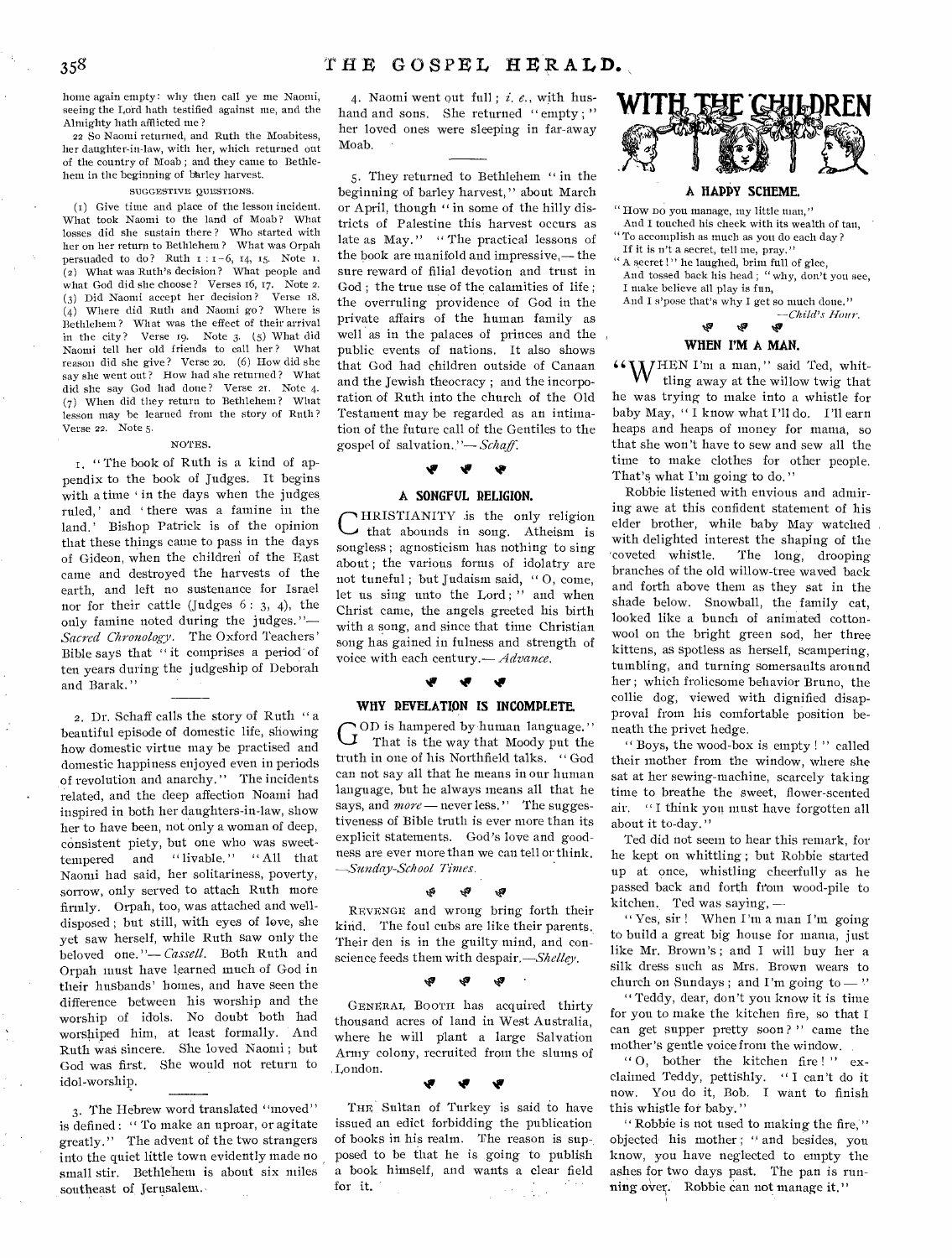home again empty: why then call ye me Naomi, seeing the Lord hath testified against me, and the Almighty hath afflicted me?

22 So Naomi returned, and Ruth the Moabitess, her daughter-in-law, with her, which returned out of the country of Moab; and they came to Bethlehem in the beginning of barley harvest.

SUGGESTIVE QUESTIONS.

(1) Give time and place of the lesson incident. What took Naomi to the land of Moab? What losses did she sustain there? Who started with her on her return to Bethlehem? What was Orpah persuaded to do? Ruth 1: 1-6, 14, 15. Note 1. (2) What was Ruth's decision? What people and what God did she choose? Verses 16, 17. Note 2. (3) Did Naomi accept her decision? Verse 18. (4) Where did Ruth and Naomi go? Where is Bethlehem? What was the effect of their arrival in the city? Verse 19. Note 3. (5) What did Naomi tell her old friends to call her? What reason did she give? Verse 20. (6) How did she say she went out? How had she returned? What did she say God had done? Verse 21. Note 4. (7) When did they return to Bethlehem? What lesson may be learned from the story of Ruth? Verse 22. Note 5.

NOTES.

1. "The book of Ruth is a kind of appendix to the book of Judges. It begins with a time 'in the days when the judges ruled,' and 'there was a famine in the land.' Bishop Patrick is of the opinion that these things came to pass in the days of Gideon, when the children of the East came and destroyed the harvests of the earth, and left no sustenance for Israel nor for their cattle (Judges 6: 3, 4), the only famine noted during the judges."—*Sacred Chronology*. The Oxford Teachers' Bible says that "it comprises a period of ten years during the judgeship of Deborah and Barak."

2. Dr. Schaff calls the story of Ruth "a beautiful episode of domestic life, showing how domestic virtue may be practised and domestic happiness enjoyed even in periods of revolution and anarchy." The incidents related, and the deep affection Noami had inspired in both her daughters-in-law, show her to have been, not only a woman of deep, consistent piety, but one who was sweet-tempered and "livable." "All that Naomi had said, her solitariness, poverty, sorrow, only served to attach Ruth more firmly. Orpah, too, was attached and well-disposed; but still, with eyes of love, she yet saw herself, while Ruth saw only the beloved one."—*Cassell*. Both Ruth and Orpah must have learned much of God in their husbands' homes, and have seen the difference between his worship and the worship of idols. No doubt both had worshiped him, at least formally. And Ruth was sincere. She loved Naomi; but God was first. She would not return to idol-worship.

3. The Hebrew word translated "moved" is defined: "To make an uproar, or agitate greatly." The advent of the two strangers into the quiet little town evidently made no small stir. Bethlehem is about six miles southeast of Jerusalem.

4. Naomi went out full; *i. e.*, with husband and sons. She returned "empty;" her loved ones were sleeping in far-away Moab.

5. They returned to Bethlehem "in the beginning of barley harvest," about March or April, though "in some of the hilly districts of Palestine this harvest occurs as late as May." "The practical lessons of the book are manifold and impressive,—the sure reward of filial devotion and trust in God; the true use of the calamities of life; the overruling providence of God in the private affairs of the human family as well as in the palaces of princes and the public events of nations. It also shows that God had children outside of Canaan and the Jewish theocracy; and the incorporation of Ruth into the church of the Old Testament may be regarded as an intimation of the future call of the Gentiles to the gospel of salvation."—*Schaff*.

## A SONGFUL RELIGION.

CHRISTIANITY is the only religion that abounds in song. Atheism is songless; agnosticism has nothing to sing about; the various forms of idolatry are not tuneful; but Judaism said, "O, come, let us sing unto the Lord;" and when Christ came, the angels greeted his birth with a song, and since that time Christian song has gained in fulness and strength of voice with each century.—*Advance*.

## WHY REVELATION IS INCOMPLETE.

"GOD is hampered by human language." That is the way that Moody put the truth in one of his Northfield talks. "God can not say all that he means in our human language, but he always means all that he says, and *more*—never less." The suggestiveness of Bible truth is ever more than its explicit statements. God's love and goodness are ever more than we can tell or think. —*Sunday-School Times*.

REVENGE and wrong bring forth their kind. The foul cubs are like their parents. Their den is in the guilty mind, and conscience feeds them with despair.—*Shelley*.

GENERAL BOOTH has acquired thirty thousand acres of land in West Australia, where he will plant a large Salvation Army colony, recruited from the slums of London.

THE Sultan of Turkey is said to have issued an edict forbidding the publication of books in his realm. The reason is supposed to be that he is going to publish a book himself, and wants a clear field for it.

# WITH THE CHILDREN

## A HAPPY SCHEME.

"How do you manage, my little man,"
And I touched his cheek with its wealth of tan,
"To accomplish as much as you do each day?
If it is n't a secret, tell me, pray."
"A secret!" he laughed, brim full of glee,
And tossed back his head; "why, don't you see,
I make believe all play is fun,
And I s'pose that's why I get so much done."

—*Child's Hour*.

## WHEN I'M A MAN.

"WHEN I'm a man," said Ted, whittling away at the willow twig that he was trying to make into a whistle for baby May, "I know what I'll do. I'll earn heaps and heaps of money for mama, so that she won't have to sew and sew all the time to make clothes for other people. That's what I'm going to do."

Robbie listened with envious and admiring awe at this confident statement of his elder brother, while baby May watched with delighted interest the shaping of the coveted whistle. The long, drooping branches of the old willow-tree waved back and forth above them as they sat in the shade below. Snowball, the family cat, looked like a bunch of animated cottonwool on the bright green sod, her three kittens, as spotless as herself, scampering, tumbling, and turning somersaults around her; which frolicsome behavior Bruno, the collie dog, viewed with dignified disapproval from his comfortable position beneath the privet hedge.

"Boys, the wood-box is empty!" called their mother from the window, where she sat at her sewing-machine, scarcely taking time to breathe the sweet, flower-scented air. "I think you must have forgotten all about it to-day."

Ted did not seem to hear this remark, for he kept on whittling; but Robbie started up at once, whistling cheerfully as he passed back and forth from wood-pile to kitchen. Ted was saying,—

"Yes, sir! When I'm a man I'm going to build a great big house for mama, just like Mr. Brown's; and I will buy her a silk dress such as Mrs. Brown wears to church on Sundays; and I'm going to—"

"Teddy, dear, don't you know it is time for you to make the kitchen fire, so that I can get supper pretty soon?" came the mother's gentle voice from the window.

"O, bother the kitchen fire!" exclaimed Teddy, pettishly. "I can't do it now. You do it, Bob. I want to finish this whistle for baby."

"Robbie is not used to making the fire," objected his mother; "and besides, you know, you have neglected to empty the ashes for two days past. The pan is running over. Robbie can not manage it."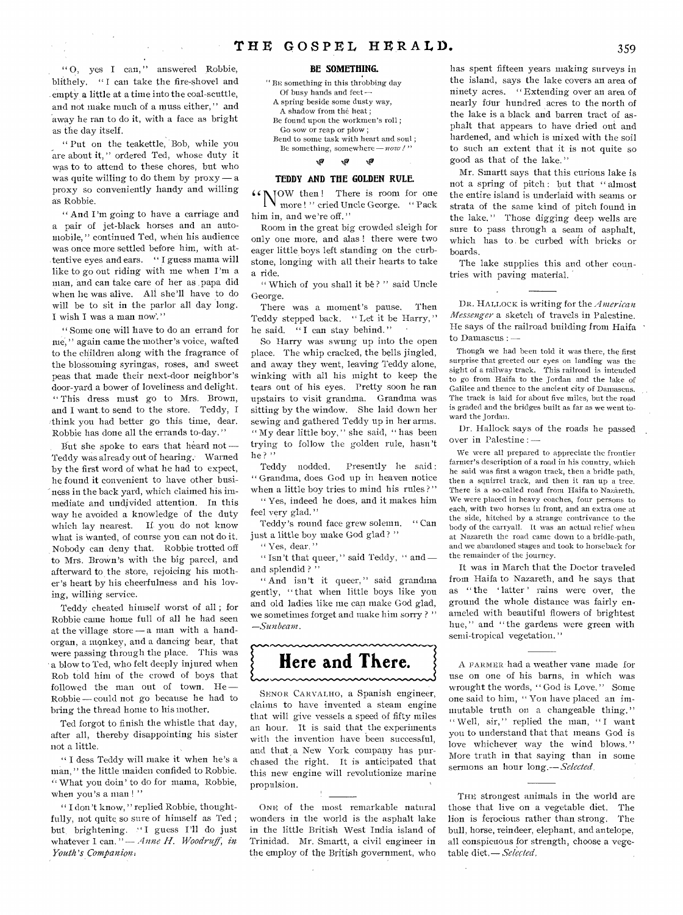"O, yes I can," answered Robbie, blithely. "I can take the fire-shovel and empty a little at a time into the coal-scuttle, and not make much of a muss either," and away he ran to do it, with a face as bright as the day itself.

"Put on the teakettle, Bob, while you are about it," ordered Ted, whose duty it was to to attend to these chores, but who was quite willing to do them by proxy — a proxy so conveniently handy and willing as Robbie.

"And I'm going to have a carriage and a pair of jet-black horses and an automobile," continued Ted, when his audience was once more settled before him, with attentive eyes and ears. "I guess mama will like to go out riding with me when I'm a man, and can take care of her as papa did when he was alive. All she'll have to do will be to sit in the parlor all day long. I wish I was a man now."

"Some one will have to do an errand for me," again came the mother's voice, wafted to the children along with the fragrance of the blossoming syringas, roses, and sweet peas that made their next-door neighbor's door-yard a bower of loveliness and delight. "This dress must go to Mrs. Brown, and I want to send to the store. Teddy, I think you had better go this time, dear. Robbie has done all the errands to-day."

But she spoke to ears that heard not — Teddy was already out of hearing. Warned by the first word of what he had to expect, he found it convenient to have other business in the back yard, which claimed his immediate and undivided attention. In this way he avoided a knowledge of the duty which lay nearest. If you do not know what is wanted, of course you can not do it. Nobody can deny that. Robbie trotted off to Mrs. Brown's with the big parcel, and afterward to the store, rejoicing his mother's heart by his cheerfulness and his loving, willing service.

Teddy cheated himself worst of all; for Robbie came home full of all he had seen at the village store — a man with a hand-organ, a monkey, and a dancing bear, that were passing through the place. This was a blow to Ted, who felt deeply injured when Rob told him of the crowd of boys that followed the man out of town. He — Robbie — could not go because he had to bring the thread home to his mother.

Ted forgot to finish the whistle that day, after all, thereby disappointing his sister not a little.

"I dess Teddy will make it when he's a man," the little maiden confided to Robbie. "What you doin' to do for mama, Robbie, when you's a man!"

"I don't know," replied Robbie, thoughtfully, not quite so sure of himself as Ted; but brightening. "I guess I'll do just whatever I can." — *Anne H. Woodruff, in Youth's Companion.*

### BE SOMETHING.

"Be something in this throbbing day
 Of busy hands and feet —
A spring beside some dusty way,
 A shadow from the heat;
Be found upon the workmen's roll;
 Go sow or reap or plow;
Bend to some task with heart and soul;
 Be something, somewhere — *now!*"

### TEDDY AND THE GOLDEN RULE.

"NOW then! There is room for one more!" cried Uncle George. "Pack him in, and we're off."

Room in the great big crowded sleigh for only one more, and alas! there were two eager little boys left standing on the curbstone, longing with all their hearts to take a ride.

"Which of you shall it be?" said Uncle George.

There was a moment's pause. Then Teddy stepped back. "Let it be Harry," he said. "I can stay behind."

So Harry was swung up into the open place. The whip cracked, the bells jingled, and away they went, leaving Teddy alone, winking with all his might to keep the tears out of his eyes. Pretty soon he ran upstairs to visit grandma. Grandma was sitting by the window. She laid down her sewing and gathered Teddy up in her arms. "My dear little boy," she said, "has been trying to follow the golden rule, hasn't he?"

Teddy nodded. Presently he said: "Grandma, does God up in heaven notice when a little boy tries to mind his rules?"

"Yes, indeed he does, and it makes him feel very glad."

Teddy's round face grew solemn. "Can just a little boy make God glad?"

"Yes, dear."

"Isn't that queer," said Teddy, "and — and splendid?"

"And isn't it queer," said grandma gently, "that when little boys like you and old ladies like me can make God glad, we sometimes forget and make him sorry?" — *Sunbeam.*

## Here and There.

SENOR CARVALHO, a Spanish engineer, claims to have invented a steam engine that will give vessels a speed of fifty miles an hour. It is said that the experiments with the invention have been successful, and that a New York company has purchased the right. It is anticipated that this new engine will revolutionize marine propulsion.

ONE of the most remarkable natural wonders in the world is the asphalt lake in the little British West India island of Trinidad. Mr. Smartt, a civil engineer in the employ of the British government, who has spent fifteen years making surveys in the island, says the lake covers an area of ninety acres. "Extending over an area of nearly four hundred acres to the north of the lake is a black and barren tract of asphalt that appears to have dried out and hardened, and which is mixed with the soil to such an extent that it is not quite so good as that of the lake."

Mr. Smartt says that this curious lake is not a spring of pitch: but that "almost the entire island is underlaid with seams or strata of the same kind of pitch found in the lake." Those digging deep wells are sure to pass through a seam of asphalt, which has to be curbed with bricks or boards.

The lake supplies this and other countries with paving material.

DR. HALLOCK is writing for the *American Messenger* a sketch of travels in Palestine. He says of the railroad building from Haifa to Damascus: —

Though we had been told it was there, the first surprise that greeted our eyes on landing was the sight of a railway track. This railroad is intended to go from Haifa to the Jordan and the lake of Galilee and thence to the ancient city of Damascus. The track is laid for about five miles, but the road is graded and the bridges built as far as we went toward the Jordan.

Dr. Hallock says of the roads he passed over in Palestine: —

We were all prepared to appreciate the frontier farmer's description of a road in his country, which he said was first a wagon track, then a bridle path, then a squirrel track, and then it ran up a tree. There is a so-called road from Haifa to Nazareth. We were placed in heavy coaches, four persons to each, with two horses in front, and an extra one at the side, hitched by a strange contrivance to the body of the carryall. It was an actual relief when at Nazareth the road came down to a bridle-path, and we abandoned stages and took to horseback for the remainder of the journey.

It was in March that the Doctor traveled from Haifa to Nazareth, and he says that as "the 'latter' rains were over, the ground the whole distance was fairly enameled with beautiful flowers of brightest hue," and "the gardens were green with semi-tropical vegetation."

A FARMER had a weather vane made for use on one of his barns, in which was wrought the words, "God is Love." Some one said to him, "You have placed an immutable truth on a changeable thing." "Well, sir," replied the man, "I want you to understand that that means God is love whichever way the wind blows." More truth in that saying than in some sermons an hour long. — *Selected.*

THE strongest animals in the world are those that live on a vegetable diet. The lion is ferocious rather than strong. The bull, horse, reindeer, elephant, and antelope, all conspicuous for strength, choose a vegetable diet. — *Selected.*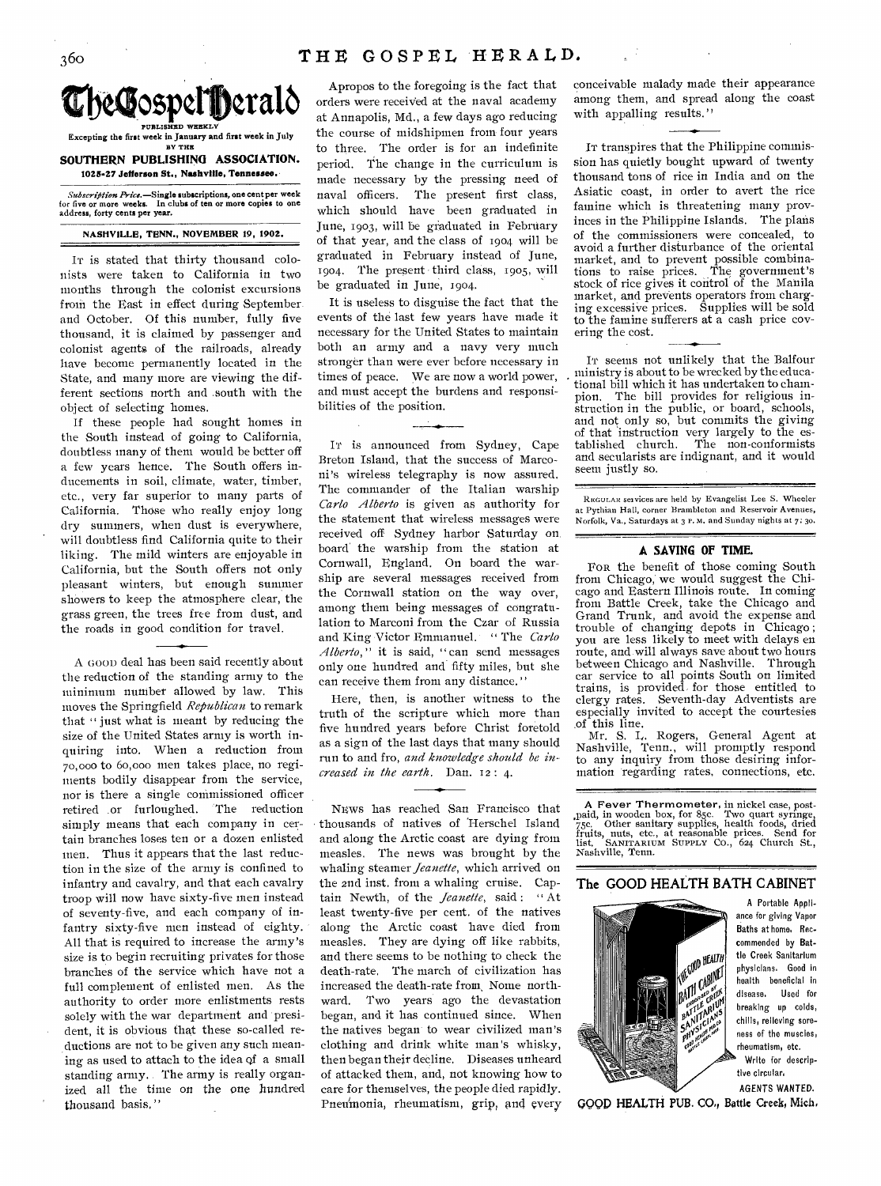# The Gospel Herald

PUBLISHED WEEKLY

Excepting the first week in January and first week in July

BY THE

**SOUTHERN PUBLISHING ASSOCIATION.**

1025-27 Jefferson St., Nashville, Tennessee.

*Subscription Price.*—Single subscriptions, one cent per week for five or more weeks. In clubs of ten or more copies to one address, forty cents per year.

**NASHVILLE, TENN., NOVEMBER 19, 1902.**

IT is stated that thirty thousand colonists were taken to California in two months through the colonist excursions from the East in effect during September and October. Of this number, fully five thousand, it is claimed by passenger and colonist agents of the railroads, already have become permanently located in the State, and many more are viewing the different sections north and south with the object of selecting homes.

If these people had sought homes in the South instead of going to California, doubtless many of them would be better off a few years hence. The South offers inducements in soil, climate, water, timber, etc., very far superior to many parts of California. Those who really enjoy long dry summers, when dust is everywhere, will doubtless find California quite to their liking. The mild winters are enjoyable in California, but the South offers not only pleasant winters, but enough summer showers to keep the atmosphere clear, the grass green, the trees free from dust, and the roads in good condition for travel.

A GOOD deal has been said recently about the reduction of the standing army to the minimum number allowed by law. This moves the Springfield *Republican* to remark that "just what is meant by reducing the size of the United States army is worth inquiring into. When a reduction from 70,000 to 60,000 men takes place, no regiments bodily disappear from the service, nor is there a single commissioned officer retired or furloughed. The reduction simply means that each company in certain branches loses ten or a dozen enlisted men. Thus it appears that the last reduction in the size of the army is confined to infantry and cavalry, and that each cavalry troop will now have sixty-five men instead of seventy-five, and each company of infantry sixty-five men instead of eighty. All that is required to increase the army's size is to begin recruiting privates for those branches of the service which have not a full complement of enlisted men. As the authority to order more enlistments rests solely with the war department and president, it is obvious that these so-called reductions are not to be given any such meaning as used to attach to the idea of a small standing army. The army is really organized all the time on the one hundred thousand basis."

Apropos to the foregoing is the fact that orders were received at the naval academy at Annapolis, Md., a few days ago reducing the course of midshipmen from four years to three. The order is for an indefinite period. The change in the curriculum is made necessary by the pressing need of naval officers. The present first class, which should have been graduated in June, 1903, will be graduated in February of that year, and the class of 1904 will be graduated in February instead of June, 1904. The present third class, 1905, will be graduated in June, 1904.

It is useless to disguise the fact that the events of the last few years have made it necessary for the United States to maintain both an army and a navy very much stronger than were ever before necessary in times of peace. We are now a world power, and must accept the burdens and responsibilities of the position.

IT is announced from Sydney, Cape Breton Island, that the success of Marconi's wireless telegraphy is now assured. The commander of the Italian warship *Carlo Alberto* is given as authority for the statement that wireless messages were received off Sydney harbor Saturday on board the warship from the station at Cornwall, England. On board the warship are several messages received from the Cornwall station on the way over, among them being messages of congratulation to Marconi from the Czar of Russia and King Victor Emmanuel. "The *Carlo Alberto*," it is said, "can send messages only one hundred and fifty miles, but she can receive them from any distance."

Here, then, is another witness to the truth of the scripture which more than five hundred years before Christ foretold as a sign of the last days that many should run to and fro, *and knowledge should be increased in the earth.* Dan. 12: 4.

NEWS has reached San Francisco that thousands of natives of Herschel Island and along the Arctic coast are dying from measles. The news was brought by the whaling steamer *Jeanette*, which arrived on the 2nd inst. from a whaling cruise. Captain Newth, of the *Jeanette*, said: "At least twenty-five per cent. of the natives along the Arctic coast have died from measles. They are dying off like rabbits, and there seems to be nothing to check the death-rate. The march of civilization has increased the death-rate from Nome northward. Two years ago the devastation began, and it has continued since. When the natives began to wear civilized man's clothing and drink white man's whisky, then began their decline. Diseases unheard of attacked them, and, not knowing how to care for themselves, the people died rapidly. Pneumonia, rheumatism, grip, and every conceivable malady made their appearance among them, and spread along the coast with appalling results."

IT transpires that the Philippine commission has quietly bought upward of twenty thousand tons of rice in India and on the Asiatic coast, in order to avert the rice famine which is threatening many provinces in the Philippine Islands. The plans of the commissioners were concealed, to avoid a further disturbance of the oriental market, and to prevent possible combinations to raise prices. The government's stock of rice gives it control of the Manila market, and prevents operators from charging excessive prices. Supplies will be sold to the famine sufferers at a cash price covering the cost.

IT seems not unlikely that the Balfour ministry is about to be wrecked by the educational bill which it has undertaken to champion. The bill provides for religious instruction in the public, or board, schools, and not only so, but commits the giving of that instruction very largely to the established church. The non-conformists and secularists are indignant, and it would seem justly so.

REGULAR services are held by Evangelist Lee S. Wheeler at Pythian Hall, corner Brambleton and Reservoir Avenues, Norfolk, Va., Saturdays at 3 P. M. and Sunday nights at 7:30.

## A SAVING OF TIME.

FOR the benefit of those coming South from Chicago, we would suggest the Chicago and Eastern Illinois route. In coming from Battle Creek, take the Chicago and Grand Trunk, and avoid the expense and trouble of changing depots in Chicago; you are less likely to meet with delays en route, and will always save about two hours between Chicago and Nashville. Through car service to all points South on limited trains, is provided for those entitled to clergy rates. Seventh-day Adventists are especially invited to accept the courtesies of this line.

Mr. S. L. Rogers, General Agent at Nashville, Tenn., will promptly respond to any inquiry from those desiring information regarding rates, connections, etc.

**A Fever Thermometer**, in nickel case, post-paid, in wooden box, for 85c. Two quart syringe, 75c. Other sanitary supplies, health foods, dried fruits, nuts, etc., at reasonable prices. Send for list. SANITARIUM SUPPLY CO., 624 Church St., Nashville, Tenn.

## The GOOD HEALTH BATH CABINET

A Portable Appliance for giving Vapor Baths at home. Recommended by Battle Creek Sanitarium physicians. Good in health beneficial in disease. Used for breaking up colds, chills, relieving soreness of the muscles, rheumatism, etc.

Write for descriptive circular.

AGENTS WANTED.

**GOOD HEALTH PUB. CO., Battle Creek, Mich.**